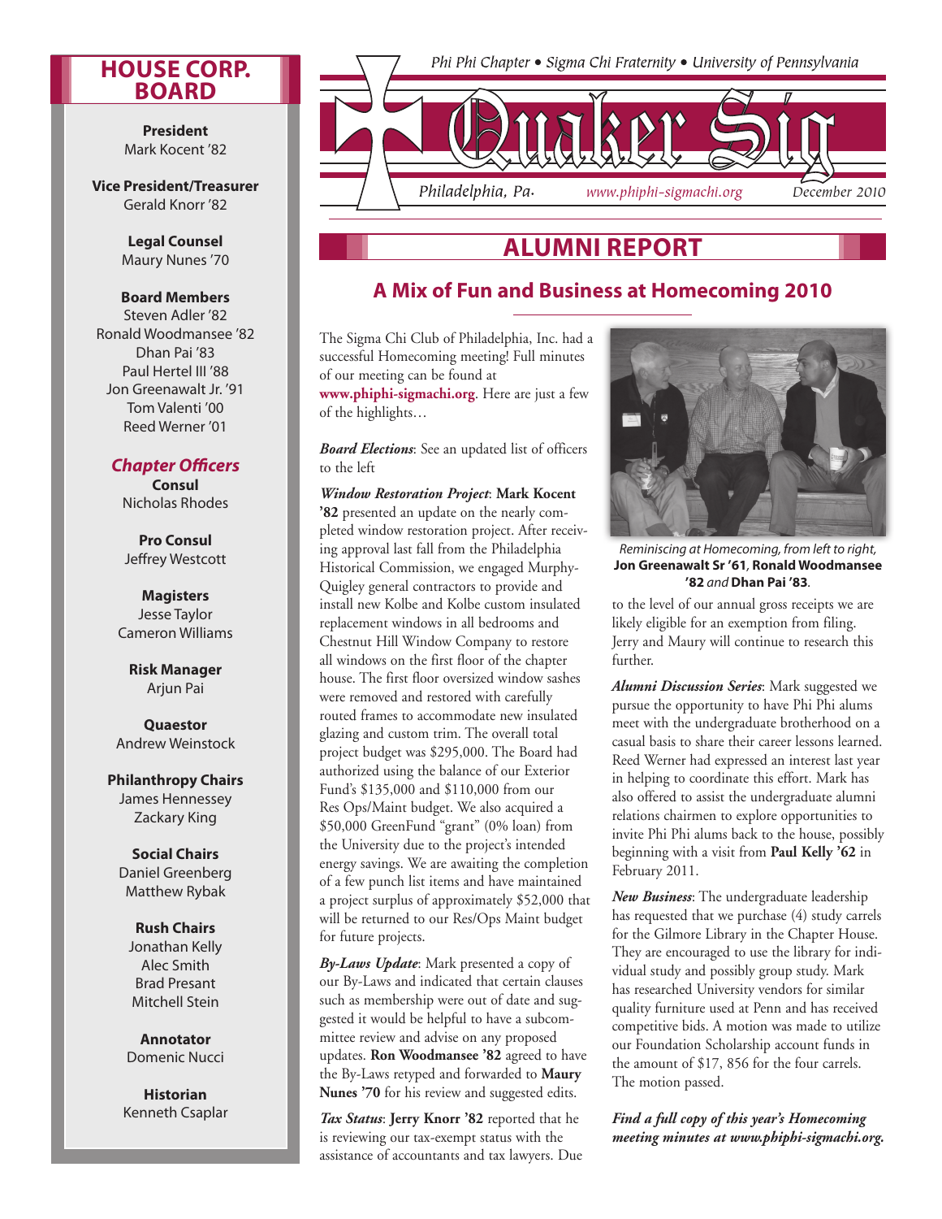Phi Phi Chapter • Sigma Chi Fraternity • University of Pennsylvania

# Quaker Sig

Philadelphia, Pa. www.phiphi-sigmachi.org December 2010

## HOUSE CORP. BOARD

**President**
Mark Kocent '82

**Vice President/Treasurer**
Gerald Knorr '82

**Legal Counsel**
Maury Nunes '70

**Board Members**
Steven Adler '82
Ronald Woodmansee '82
Dhan Pai '83
Paul Hertel III '88
Jon Greenawalt Jr. '91
Tom Valenti '00
Reed Werner '01

***Chapter Officers***

**Consul**
Nicholas Rhodes

**Pro Consul**
Jeffrey Westcott

**Magisters**
Jesse Taylor
Cameron Williams

**Risk Manager**
Arjun Pai

**Quaestor**
Andrew Weinstock

**Philanthropy Chairs**
James Hennessey
Zackary King

**Social Chairs**
Daniel Greenberg
Matthew Rybak

**Rush Chairs**
Jonathan Kelly
Alec Smith
Brad Presant
Mitchell Stein

**Annotator**
Domenic Nucci

**Historian**
Kenneth Csaplar

## ALUMNI REPORT

### A Mix of Fun and Business at Homecoming 2010

The Sigma Chi Club of Philadelphia, Inc. had a successful Homecoming meeting! Full minutes of our meeting can be found at **www.phiphi-sigmachi.org**. Here are just a few of the highlights…

***Board Elections***: See an updated list of officers to the left

***Window Restoration Project***: **Mark Kocent '82** presented an update on the nearly completed window restoration project. After receiving approval last fall from the Philadelphia Historical Commission, we engaged Murphy-Quigley general contractors to provide and install new Kolbe and Kolbe custom insulated replacement windows in all bedrooms and Chestnut Hill Window Company to restore all windows on the first floor of the chapter house. The first floor oversized window sashes were removed and restored with carefully routed frames to accommodate new insulated glazing and custom trim. The overall total project budget was $295,000. The Board had authorized using the balance of our Exterior Fund's $135,000 and $110,000 from our Res Ops/Maint budget. We also acquired a $50,000 GreenFund "grant" (0% loan) from the University due to the project's intended energy savings. We are awaiting the completion of a few punch list items and have maintained a project surplus of approximately $52,000 that will be returned to our Res/Ops Maint budget for future projects.

***By-Laws Update***: Mark presented a copy of our By-Laws and indicated that certain clauses such as membership were out of date and suggested it would be helpful to have a subcommittee review and advise on any proposed updates. **Ron Woodmansee '82** agreed to have the By-Laws retyped and forwarded to **Maury Nunes '70** for his review and suggested edits.

***Tax Status***: **Jerry Knorr '82** reported that he is reviewing our tax-exempt status with the assistance of accountants and tax lawyers. Due to the level of our annual gross receipts we are likely eligible for an exemption from filing. Jerry and Maury will continue to research this further.

*Reminiscing at Homecoming, from left to right,* **Jon Greenawalt Sr '61**, **Ronald Woodmansee '82** *and* **Dhan Pai '83**.

***Alumni Discussion Series***: Mark suggested we pursue the opportunity to have Phi Phi alums meet with the undergraduate brotherhood on a casual basis to share their career lessons learned. Reed Werner had expressed an interest last year in helping to coordinate this effort. Mark has also offered to assist the undergraduate alumni relations chairmen to explore opportunities to invite Phi Phi alums back to the house, possibly beginning with a visit from **Paul Kelly '62** in February 2011.

***New Business***: The undergraduate leadership has requested that we purchase (4) study carrels for the Gilmore Library in the Chapter House. They are encouraged to use the library for individual study and possibly group study. Mark has researched University vendors for similar quality furniture used at Penn and has received competitive bids. A motion was made to utilize our Foundation Scholarship account funds in the amount of $17, 856 for the four carrels. The motion passed.

***Find a full copy of this year's Homecoming meeting minutes at www.phiphi-sigmachi.org.***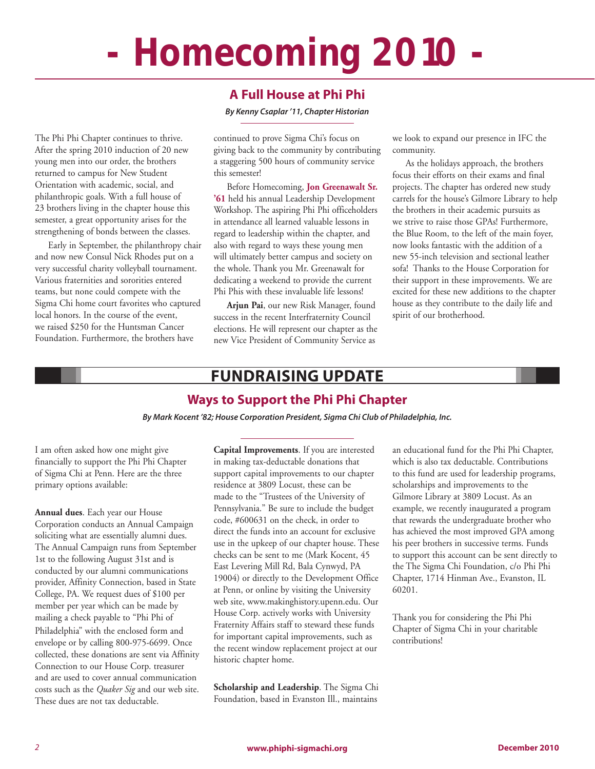# - Homecoming 2010 -

## A Full House at Phi Phi

***By Kenny Csaplar '11, Chapter Historian***

The Phi Phi Chapter continues to thrive. After the spring 2010 induction of 20 new young men into our order, the brothers returned to campus for New Student Orientation with academic, social, and philanthropic goals. With a full house of 23 brothers living in the chapter house this semester, a great opportunity arises for the strengthening of bonds between the classes.

Early in September, the philanthropy chair and now new Consul Nick Rhodes put on a very successful charity volleyball tournament. Various fraternities and sororities entered teams, but none could compete with the Sigma Chi home court favorites who captured local honors. In the course of the event, we raised $250 for the Huntsman Cancer Foundation. Furthermore, the brothers have continued to prove Sigma Chi's focus on giving back to the community by contributing a staggering 500 hours of community service this semester!

Before Homecoming, **Jon Greenawalt Sr. '61** held his annual Leadership Development Workshop. The aspiring Phi Phi officeholders in attendance all learned valuable lessons in regard to leadership within the chapter, and also with regard to ways these young men will ultimately better campus and society on the whole. Thank you Mr. Greenawalt for dedicating a weekend to provide the current Phi Phis with these invaluable life lessons!

**Arjun Pai**, our new Risk Manager, found success in the recent Interfraternity Council elections. He will represent our chapter as the new Vice President of Community Service as we look to expand our presence in IFC the community.

As the holidays approach, the brothers focus their efforts on their exams and final projects. The chapter has ordered new study carrels for the house's Gilmore Library to help the brothers in their academic pursuits as we strive to raise those GPAs! Furthermore, the Blue Room, to the left of the main foyer, now looks fantastic with the addition of a new 55-inch television and sectional leather sofa! Thanks to the House Corporation for their support in these improvements. We are excited for these new additions to the chapter house as they contribute to the daily life and spirit of our brotherhood.

# FUNDRAISING UPDATE

## Ways to Support the Phi Phi Chapter

***By Mark Kocent '82; House Corporation President, Sigma Chi Club of Philadelphia, Inc.***

I am often asked how one might give financially to support the Phi Phi Chapter of Sigma Chi at Penn. Here are the three primary options available:

**Annual dues**. Each year our House Corporation conducts an Annual Campaign soliciting what are essentially alumni dues. The Annual Campaign runs from September 1st to the following August 31st and is conducted by our alumni communications provider, Affinity Connection, based in State College, PA. We request dues of $100 per member per year which can be made by mailing a check payable to "Phi Phi of Philadelphia" with the enclosed form and envelope or by calling 800-975-6699. Once collected, these donations are sent via Affinity Connection to our House Corp. treasurer and are used to cover annual communication costs such as the *Quaker Sig* and our web site. These dues are not tax deductable.

**Capital Improvements**. If you are interested in making tax-deductable donations that support capital improvements to our chapter residence at 3809 Locust, these can be made to the "Trustees of the University of Pennsylvania." Be sure to include the budget code, #600631 on the check, in order to direct the funds into an account for exclusive use in the upkeep of our chapter house. These checks can be sent to me (Mark Kocent, 45 East Levering Mill Rd, Bala Cynwyd, PA 19004) or directly to the Development Office at Penn, or online by visiting the University web site, www.makinghistory.upenn.edu. Our House Corp. actively works with University Fraternity Affairs staff to steward these funds for important capital improvements, such as the recent window replacement project at our historic chapter home.

**Scholarship and Leadership**. The Sigma Chi Foundation, based in Evanston Ill., maintains an educational fund for the Phi Phi Chapter, which is also tax deductable. Contributions to this fund are used for leadership programs, scholarships and improvements to the Gilmore Library at 3809 Locust. As an example, we recently inaugurated a program that rewards the undergraduate brother who has achieved the most improved GPA among his peer brothers in successive terms. Funds to support this account can be sent directly to the The Sigma Chi Foundation, c/o Phi Phi Chapter, 1714 Hinman Ave., Evanston, IL 60201.

Thank you for considering the Phi Phi Chapter of Sigma Chi in your charitable contributions!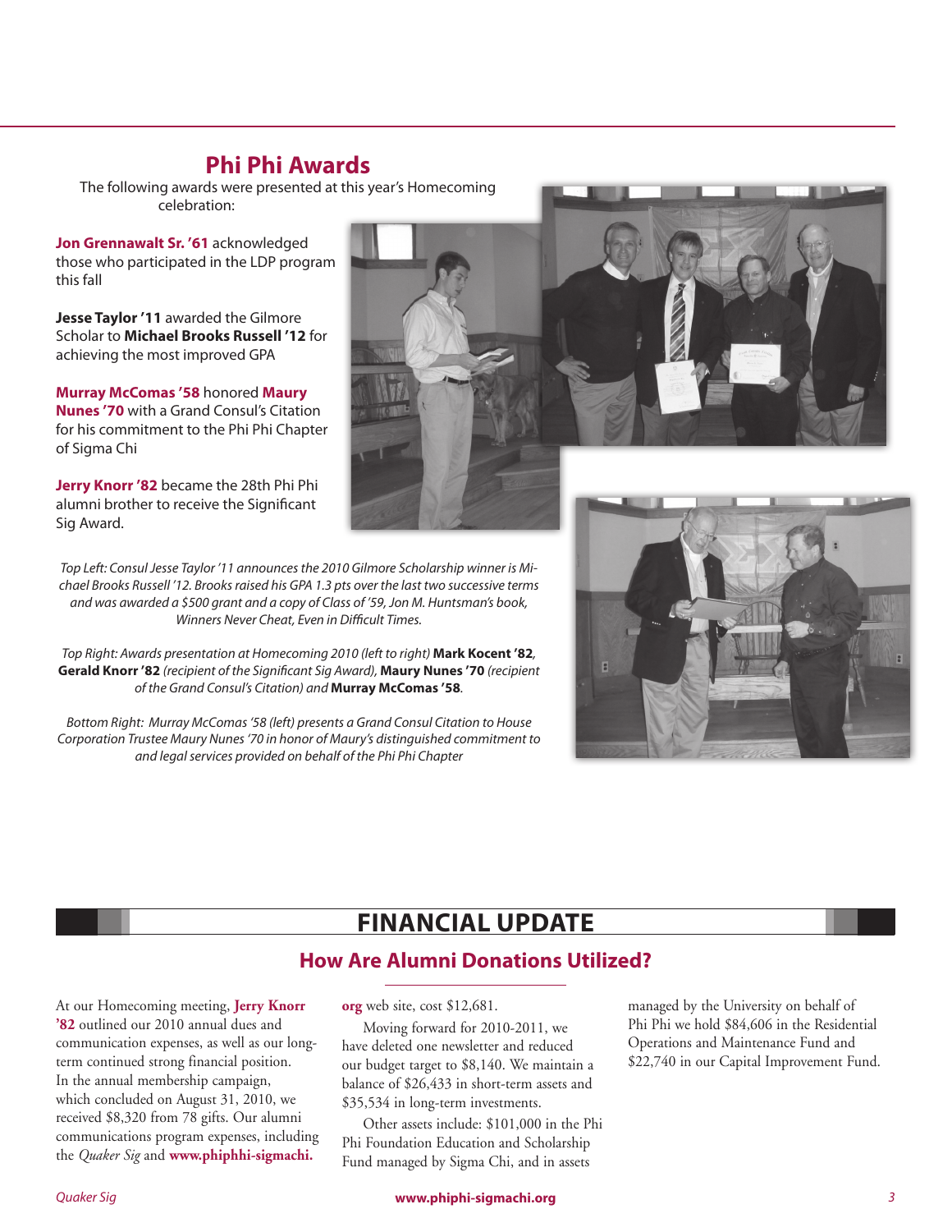## Phi Phi Awards

The following awards were presented at this year's Homecoming celebration:

**Jon Grennawalt Sr. '61** acknowledged those who participated in the LDP program this fall

**Jesse Taylor '11** awarded the Gilmore Scholar to **Michael Brooks Russell '12** for achieving the most improved GPA

**Murray McComas '58** honored **Maury Nunes '70** with a Grand Consul's Citation for his commitment to the Phi Phi Chapter of Sigma Chi

**Jerry Knorr '82** became the 28th Phi Phi alumni brother to receive the Significant Sig Award.

*Top Left: Consul Jesse Taylor '11 announces the 2010 Gilmore Scholarship winner is Michael Brooks Russell '12. Brooks raised his GPA 1.3 pts over the last two successive terms and was awarded a $500 grant and a copy of Class of '59, Jon M. Huntsman's book, Winners Never Cheat, Even in Difficult Times.*

*Top Right: Awards presentation at Homecoming 2010 (left to right)* **Mark Kocent '82**, **Gerald Knorr '82** *(recipient of the Significant Sig Award),* **Maury Nunes '70** *(recipient of the Grand Consul's Citation) and* **Murray McComas '58**.

*Bottom Right: Murray McComas '58 (left) presents a Grand Consul Citation to House Corporation Trustee Maury Nunes '70 in honor of Maury's distinguished commitment to and legal services provided on behalf of the Phi Phi Chapter*

# FINANCIAL UPDATE

## How Are Alumni Donations Utilized?

At our Homecoming meeting, **Jerry Knorr '82** outlined our 2010 annual dues and communication expenses, as well as our long-term continued strong financial position. In the annual membership campaign, which concluded on August 31, 2010, we received $8,320 from 78 gifts. Our alumni communications program expenses, including the *Quaker Sig* and **www.phiphhi-sigmachi.org** web site, cost $12,681.

Moving forward for 2010-2011, we have deleted one newsletter and reduced our budget target to $8,140. We maintain a balance of $26,433 in short-term assets and $35,534 in long-term investments.

Other assets include: $101,000 in the Phi Phi Foundation Education and Scholarship Fund managed by Sigma Chi, and in assets managed by the University on behalf of Phi Phi we hold $84,606 in the Residential Operations and Maintenance Fund and $22,740 in our Capital Improvement Fund.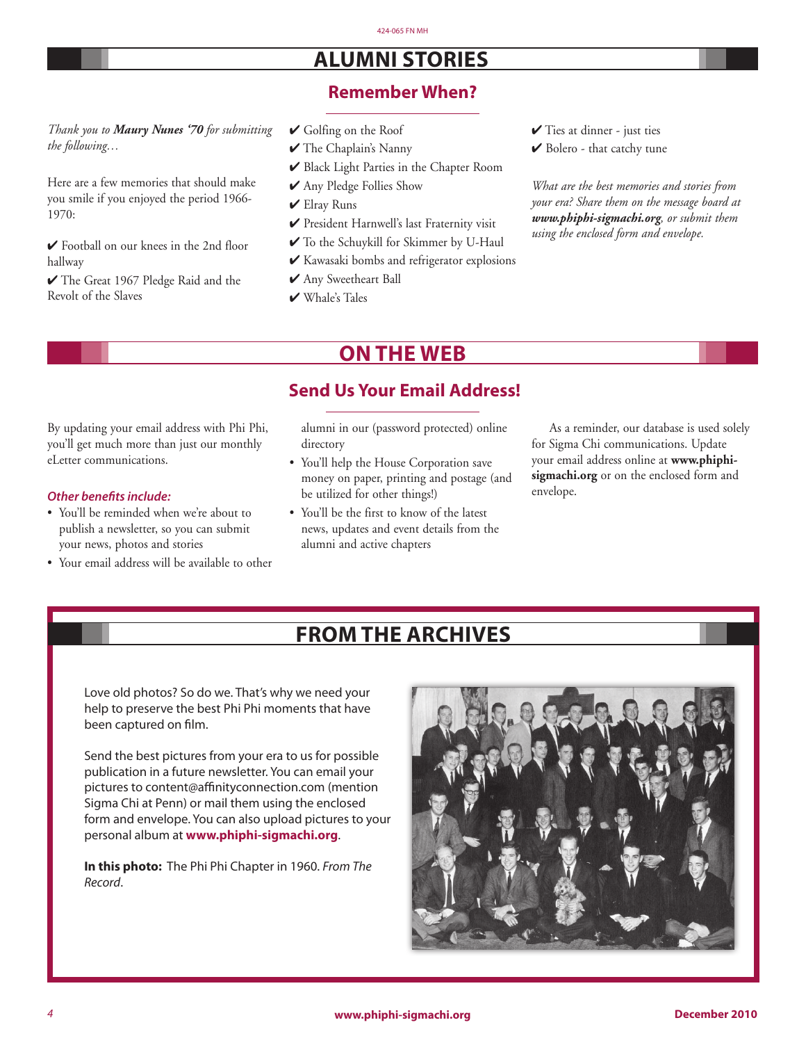## ALUMNI STORIES

### Remember When?

*Thank you to **Maury Nunes '70** for submitting the following…*

Here are a few memories that should make you smile if you enjoyed the period 1966-1970:

- ✔ Football on our knees in the 2nd floor hallway
- ✔ The Great 1967 Pledge Raid and the Revolt of the Slaves
- ✔ Golfing on the Roof
- ✔ The Chaplain's Nanny
- ✔ Black Light Parties in the Chapter Room
- ✔ Any Pledge Follies Show
- ✔ Elray Runs
- ✔ President Harnwell's last Fraternity visit
- ✔ To the Schuykill for Skimmer by U-Haul
- ✔ Kawasaki bombs and refrigerator explosions
- ✔ Any Sweetheart Ball
- ✔ Whale's Tales
- ✔ Ties at dinner - just ties
- ✔ Bolero - that catchy tune

*What are the best memories and stories from your era? Share them on the message board at **www.phiphi-sigmachi.org**, or submit them using the enclosed form and envelope.*

## ON THE WEB

### Send Us Your Email Address!

By updating your email address with Phi Phi, you'll get much more than just our monthly eLetter communications.

***Other benefits include:***

- You'll be reminded when we're about to publish a newsletter, so you can submit your news, photos and stories
- Your email address will be available to other alumni in our (password protected) online directory
- You'll help the House Corporation save money on paper, printing and postage (and be utilized for other things!)
- You'll be the first to know of the latest news, updates and event details from the alumni and active chapters

As a reminder, our database is used solely for Sigma Chi communications. Update your email address online at **www.phiphi-sigmachi.org** or on the enclosed form and envelope.

## FROM THE ARCHIVES

Love old photos? So do we. That's why we need your help to preserve the best Phi Phi moments that have been captured on film.

Send the best pictures from your era to us for possible publication in a future newsletter. You can email your pictures to content@affinityconnection.com (mention Sigma Chi at Penn) or mail them using the enclosed form and envelope. You can also upload pictures to your personal album at **www.phiphi-sigmachi.org**.

**In this photo:** The Phi Phi Chapter in 1960. *From The Record*.